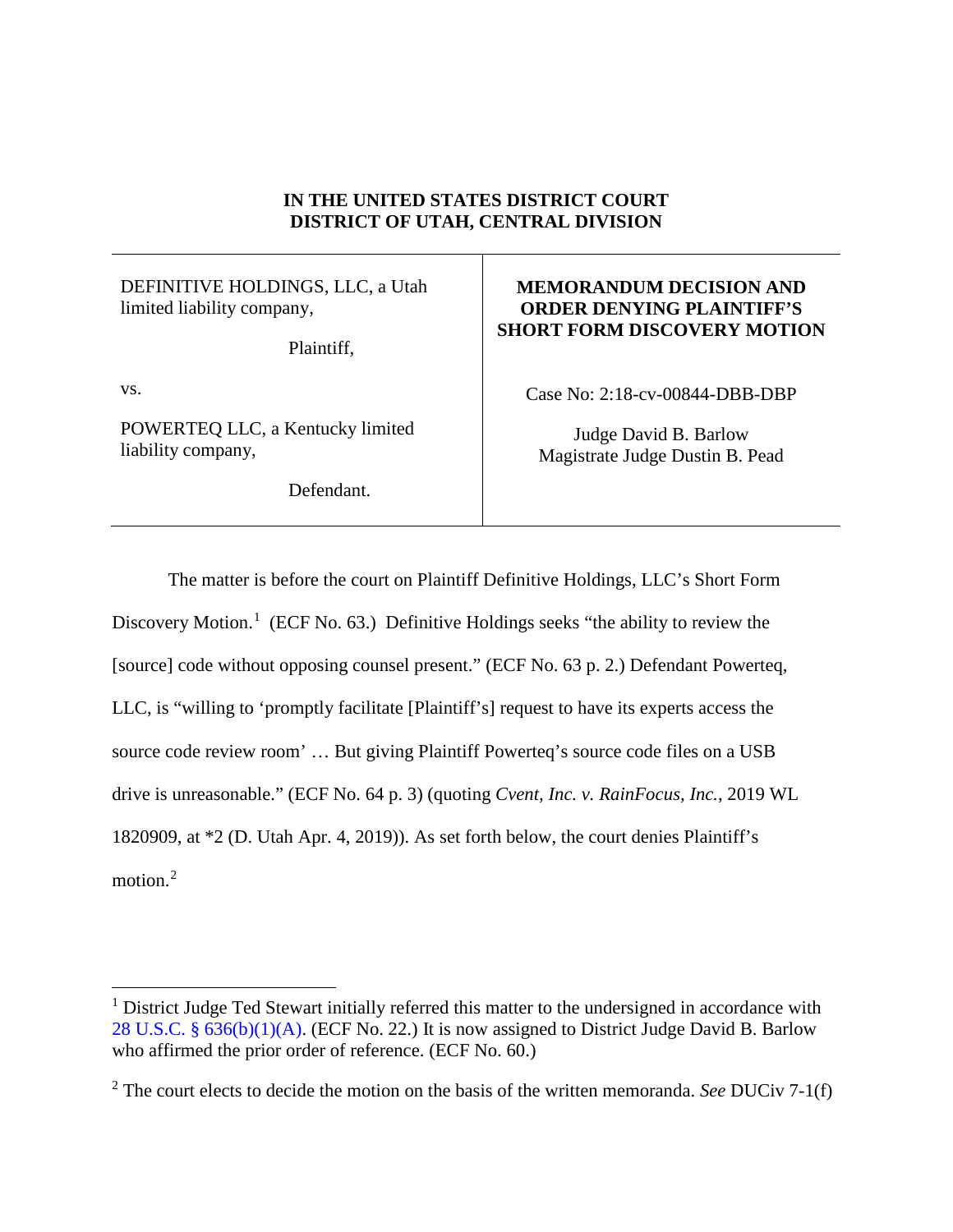**IN THE UNITED STATES DISTRICT COURT**
**DISTRICT OF UTAH, CENTRAL DIVISION**

| | |
|---|---|
| DEFINITIVE HOLDINGS, LLC, a Utah limited liability company,<br><br>Plaintiff,<br><br>vs.<br><br>POWERTEQ LLC, a Kentucky limited liability company,<br><br>Defendant. | **MEMORANDUM DECISION AND ORDER DENYING PLAINTIFF'S SHORT FORM DISCOVERY MOTION**<br><br>Case No: 2:18-cv-00844-DBB-DBP<br><br>Judge David B. Barlow<br>Magistrate Judge Dustin B. Pead |

The matter is before the court on Plaintiff Definitive Holdings, LLC's Short Form Discovery Motion.[1] (ECF No. 63.) Definitive Holdings seeks "the ability to review the [source] code without opposing counsel present." (ECF No. 63 p. 2.) Defendant Powerteq, LLC, is "willing to 'promptly facilitate [Plaintiff's] request to have its experts access the source code review room' … But giving Plaintiff Powerteq's source code files on a USB drive is unreasonable." (ECF No. 64 p. 3) (quoting *Cvent, Inc. v. RainFocus, Inc.*, 2019 WL 1820909, at *2 (D. Utah Apr. 4, 2019)). As set forth below, the court denies Plaintiff's motion.[2]

---

[1] District Judge Ted Stewart initially referred this matter to the undersigned in accordance with 28 U.S.C. § 636(b)(1)(A). (ECF No. 22.) It is now assigned to District Judge David B. Barlow who affirmed the prior order of reference. (ECF No. 60.)

[2] The court elects to decide the motion on the basis of the written memoranda. *See* DUCiv 7-1(f)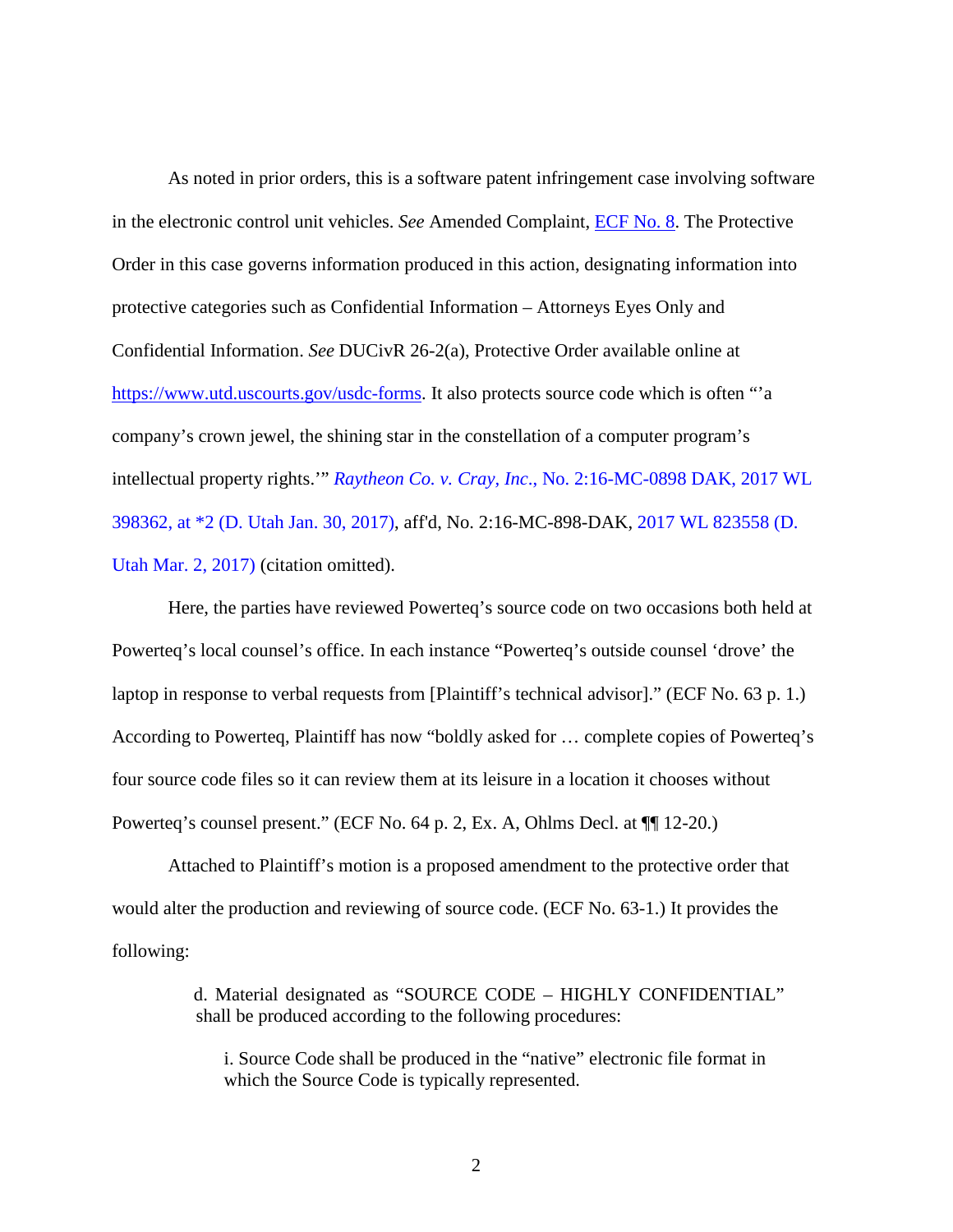As noted in prior orders, this is a software patent infringement case involving software in the electronic control unit vehicles. *See* Amended Complaint, ECF No. 8. The Protective Order in this case governs information produced in this action, designating information into protective categories such as Confidential Information – Attorneys Eyes Only and Confidential Information. *See* DUCivR 26-2(a), Protective Order available online at https://www.utd.uscourts.gov/usdc-forms. It also protects source code which is often "'a company's crown jewel, the shining star in the constellation of a computer program's intellectual property rights.'" *Raytheon Co. v. Cray, Inc.*, No. 2:16-MC-0898 DAK, 2017 WL 398362, at *2 (D. Utah Jan. 30, 2017), aff'd, No. 2:16-MC-898-DAK, 2017 WL 823558 (D. Utah Mar. 2, 2017) (citation omitted).

Here, the parties have reviewed Powerteq's source code on two occasions both held at Powerteq's local counsel's office. In each instance "Powerteq's outside counsel 'drove' the laptop in response to verbal requests from [Plaintiff's technical advisor]." (ECF No. 63 p. 1.) According to Powerteq, Plaintiff has now "boldly asked for … complete copies of Powerteq's four source code files so it can review them at its leisure in a location it chooses without Powerteq's counsel present." (ECF No. 64 p. 2, Ex. A, Ohlms Decl. at ¶¶ 12-20.)

Attached to Plaintiff's motion is a proposed amendment to the protective order that would alter the production and reviewing of source code. (ECF No. 63-1.) It provides the following:

> d. Material designated as "SOURCE CODE – HIGHLY CONFIDENTIAL" shall be produced according to the following procedures:
>
> > i. Source Code shall be produced in the "native" electronic file format in which the Source Code is typically represented.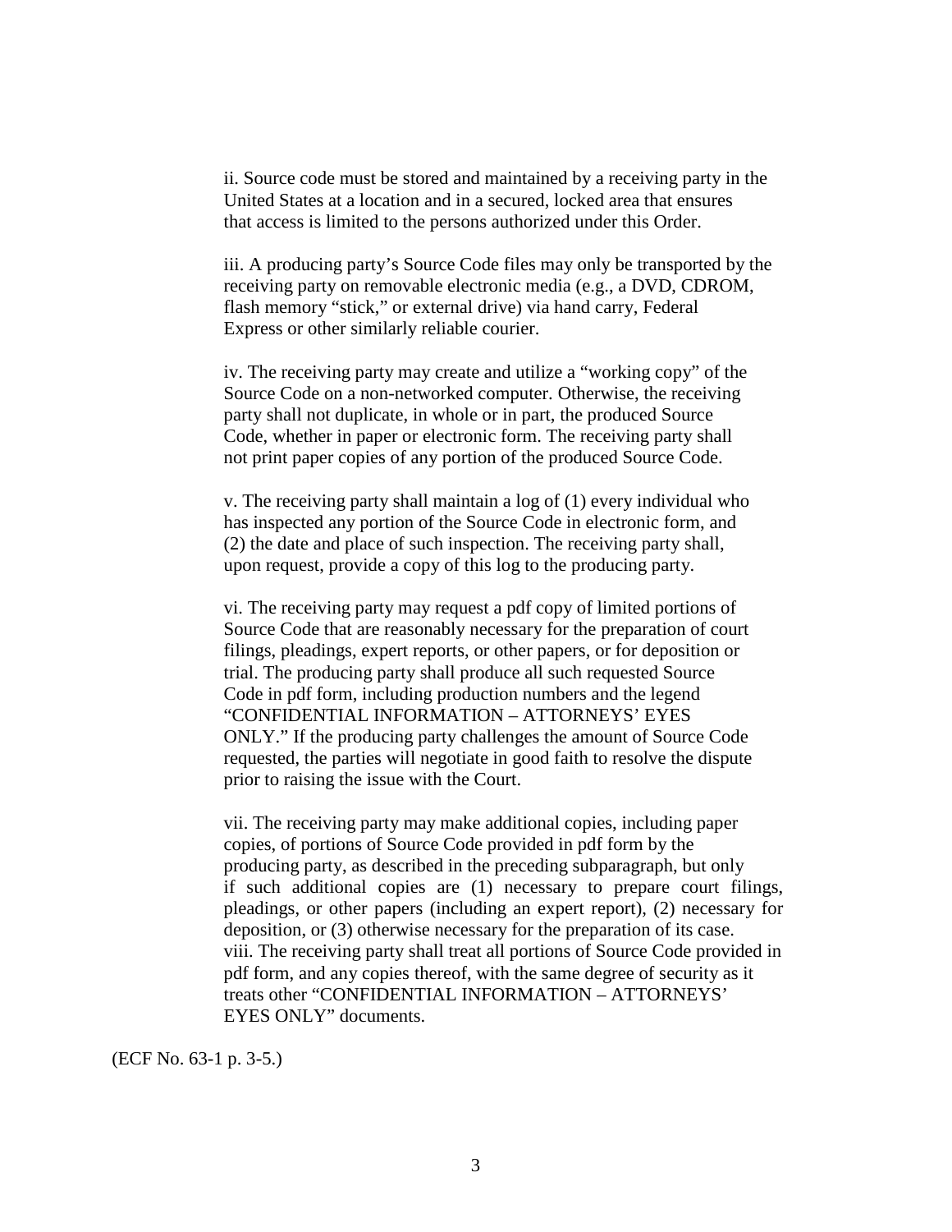ii. Source code must be stored and maintained by a receiving party in the United States at a location and in a secured, locked area that ensures that access is limited to the persons authorized under this Order.

iii. A producing party's Source Code files may only be transported by the receiving party on removable electronic media (e.g., a DVD, CDROM, flash memory "stick," or external drive) via hand carry, Federal Express or other similarly reliable courier.

iv. The receiving party may create and utilize a "working copy" of the Source Code on a non-networked computer. Otherwise, the receiving party shall not duplicate, in whole or in part, the produced Source Code, whether in paper or electronic form. The receiving party shall not print paper copies of any portion of the produced Source Code.

v. The receiving party shall maintain a log of (1) every individual who has inspected any portion of the Source Code in electronic form, and (2) the date and place of such inspection. The receiving party shall, upon request, provide a copy of this log to the producing party.

vi. The receiving party may request a pdf copy of limited portions of Source Code that are reasonably necessary for the preparation of court filings, pleadings, expert reports, or other papers, or for deposition or trial. The producing party shall produce all such requested Source Code in pdf form, including production numbers and the legend "CONFIDENTIAL INFORMATION – ATTORNEYS' EYES ONLY." If the producing party challenges the amount of Source Code requested, the parties will negotiate in good faith to resolve the dispute prior to raising the issue with the Court.

vii. The receiving party may make additional copies, including paper copies, of portions of Source Code provided in pdf form by the producing party, as described in the preceding subparagraph, but only if such additional copies are (1) necessary to prepare court filings, pleadings, or other papers (including an expert report), (2) necessary for deposition, or (3) otherwise necessary for the preparation of its case.

viii. The receiving party shall treat all portions of Source Code provided in pdf form, and any copies thereof, with the same degree of security as it treats other "CONFIDENTIAL INFORMATION – ATTORNEYS' EYES ONLY" documents.

(ECF No. 63-1 p. 3-5.)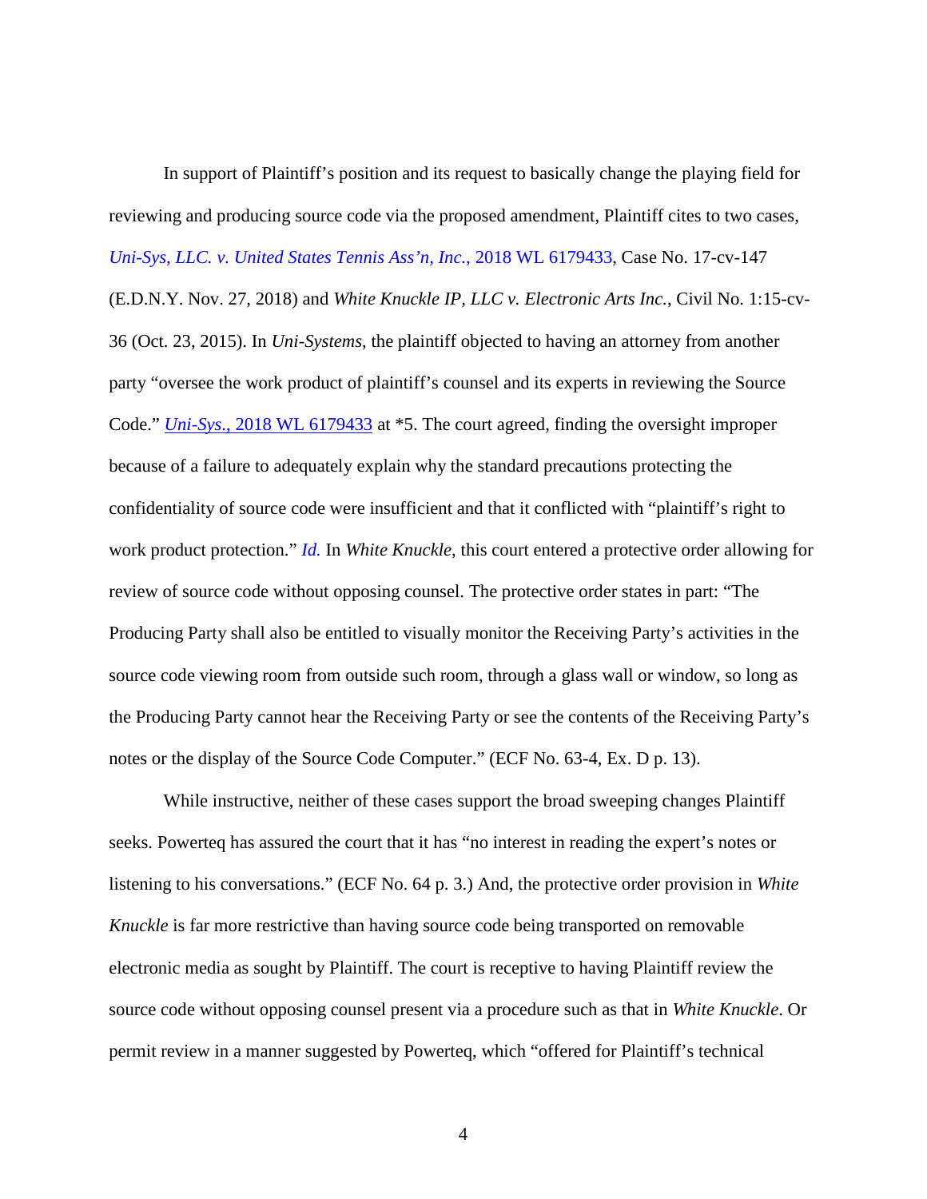In support of Plaintiff's position and its request to basically change the playing field for reviewing and producing source code via the proposed amendment, Plaintiff cites to two cases, *Uni-Sys, LLC. v. United States Tennis Ass'n, Inc.,* 2018 WL 6179433, Case No. 17-cv-147 (E.D.N.Y. Nov. 27, 2018) and *White Knuckle IP, LLC v. Electronic Arts Inc.*, Civil No. 1:15-cv-36 (Oct. 23, 2015). In *Uni-Systems*, the plaintiff objected to having an attorney from another party "oversee the work product of plaintiff's counsel and its experts in reviewing the Source Code." *Uni-Sys.*, 2018 WL 6179433 at *5. The court agreed, finding the oversight improper because of a failure to adequately explain why the standard precautions protecting the confidentiality of source code were insufficient and that it conflicted with "plaintiff's right to work product protection." *Id.* In *White Knuckle*, this court entered a protective order allowing for review of source code without opposing counsel. The protective order states in part: "The Producing Party shall also be entitled to visually monitor the Receiving Party's activities in the source code viewing room from outside such room, through a glass wall or window, so long as the Producing Party cannot hear the Receiving Party or see the contents of the Receiving Party's notes or the display of the Source Code Computer." (ECF No. 63-4, Ex. D p. 13).

While instructive, neither of these cases support the broad sweeping changes Plaintiff seeks. Powerteq has assured the court that it has "no interest in reading the expert's notes or listening to his conversations." (ECF No. 64 p. 3.) And, the protective order provision in *White Knuckle* is far more restrictive than having source code being transported on removable electronic media as sought by Plaintiff. The court is receptive to having Plaintiff review the source code without opposing counsel present via a procedure such as that in *White Knuckle*. Or permit review in a manner suggested by Powerteq, which "offered for Plaintiff's technical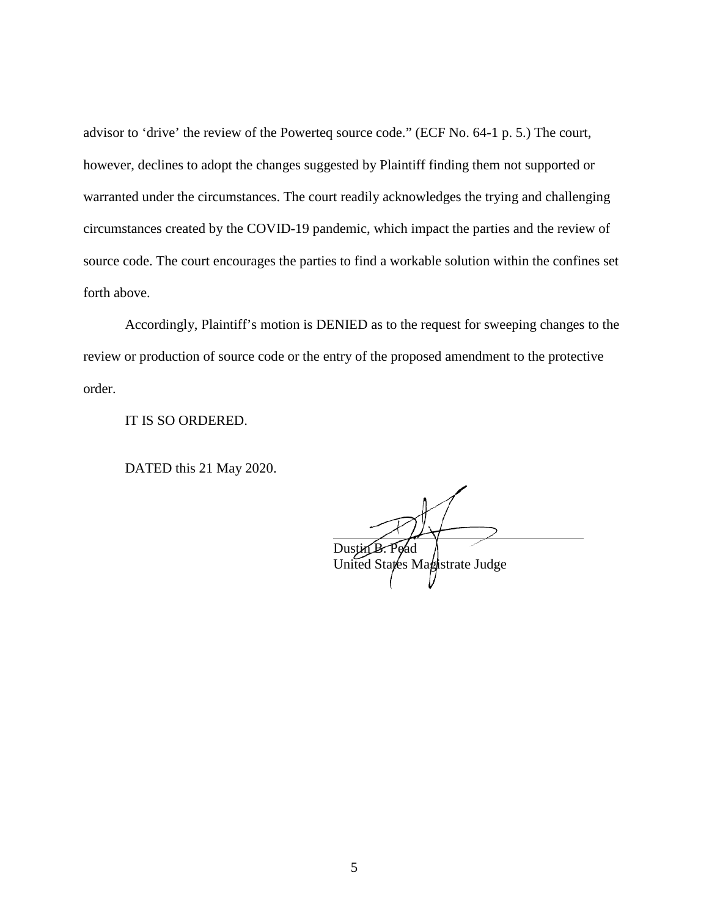advisor to 'drive' the review of the Powerteq source code." (ECF No. 64-1 p. 5.) The court, however, declines to adopt the changes suggested by Plaintiff finding them not supported or warranted under the circumstances. The court readily acknowledges the trying and challenging circumstances created by the COVID-19 pandemic, which impact the parties and the review of source code. The court encourages the parties to find a workable solution within the confines set forth above.

Accordingly, Plaintiff's motion is DENIED as to the request for sweeping changes to the review or production of source code or the entry of the proposed amendment to the protective order.

IT IS SO ORDERED.

DATED this 21 May 2020.

Dustin B. Pead
United States Magistrate Judge